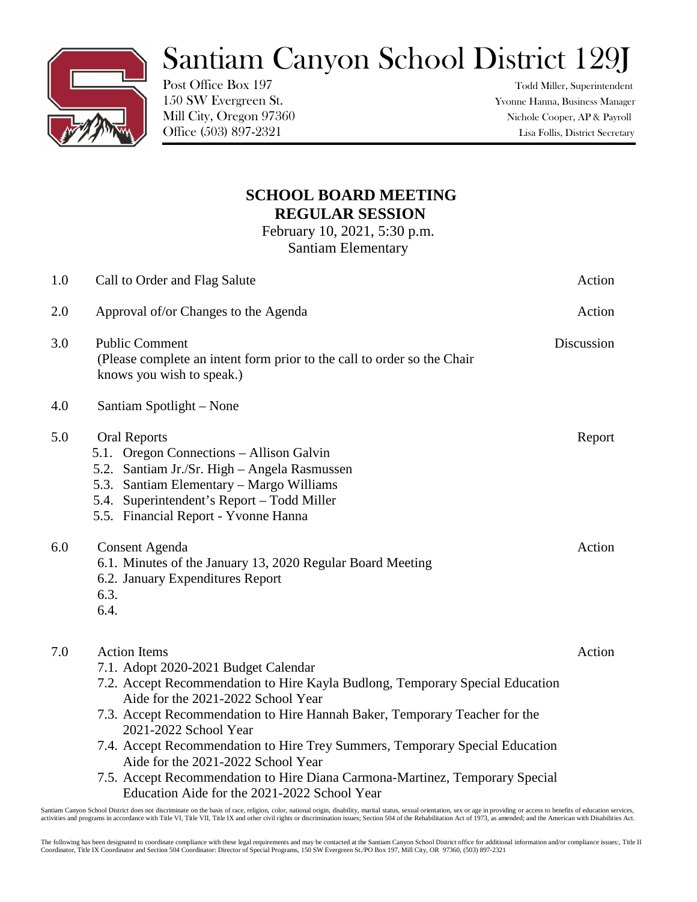# Santiam Canyon School District 129J

Post Office Box 197
150 SW Evergreen St.
Mill City, Oregon 97360
Office (503) 897-2321

Todd Miller, Superintendent
Yvonne Hanna, Business Manager
Nichole Cooper, AP & Payroll
Lisa Follis, District Secretary

## SCHOOL BOARD MEETING
## REGULAR SESSION

February 10, 2021, 5:30 p.m.
Santiam Elementary

1.0 Call to Order and Flag Salute — Action

2.0 Approval of/or Changes to the Agenda — Action

3.0 Public Comment — Discussion
(Please complete an intent form prior to the call to order so the Chair knows you wish to speak.)

4.0 Santiam Spotlight – None

5.0 Oral Reports — Report
- 5.1. Oregon Connections – Allison Galvin
- 5.2. Santiam Jr./Sr. High – Angela Rasmussen
- 5.3. Santiam Elementary – Margo Williams
- 5.4. Superintendent's Report – Todd Miller
- 5.5. Financial Report - Yvonne Hanna

6.0 Consent Agenda — Action
- 6.1. Minutes of the January 13, 2020 Regular Board Meeting
- 6.2. January Expenditures Report
- 6.3.
- 6.4.

7.0 Action Items — Action
- 7.1. Adopt 2020-2021 Budget Calendar
- 7.2. Accept Recommendation to Hire Kayla Budlong, Temporary Special Education Aide for the 2021-2022 School Year
- 7.3. Accept Recommendation to Hire Hannah Baker, Temporary Teacher for the 2021-2022 School Year
- 7.4. Accept Recommendation to Hire Trey Summers, Temporary Special Education Aide for the 2021-2022 School Year
- 7.5. Accept Recommendation to Hire Diana Carmona-Martinez, Temporary Special Education Aide for the 2021-2022 School Year

Santiam Canyon School District does not discriminate on the basis of race, religion, color, national origin, disability, marital status, sexual orientation, sex or age in providing or access to benefits of education services, activities and programs in accordance with Title VI, Title VII, Title IX and other civil rights or discrimination issues; Section 504 of the Rehabilitation Act of 1973, as amended; and the American with Disabilities Act.

The following has been designated to coordinate compliance with these legal requirements and may be contacted at the Santiam Canyon School District office for additional information and/or compliance issues:, Title II Coordinator, Title IX Coordinator and Section 504 Coordinator: Director of Special Programs, 150 SW Evergreen St./PO Box 197, Mill City, OR 97360, (503) 897-2321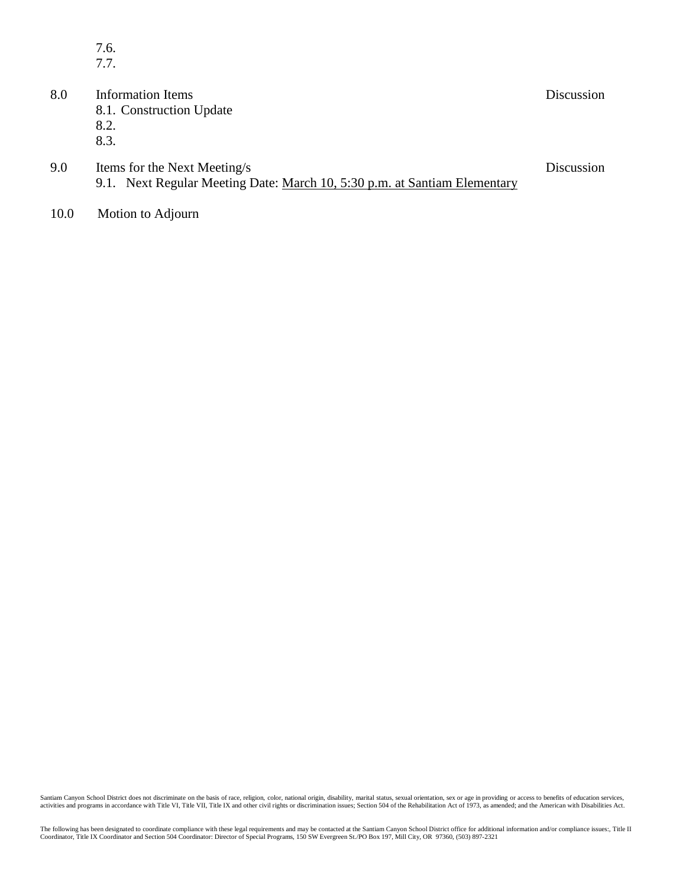7.6.
7.7.

8.0 Information Items — Discussion
8.1. Construction Update
8.2.
8.3.

9.0 Items for the Next Meeting/s — Discussion
9.1. Next Regular Meeting Date: March 10, 5:30 p.m. at Santiam Elementary

10.0 Motion to Adjourn

Santiam Canyon School District does not discriminate on the basis of race, religion, color, national origin, disability, marital status, sexual orientation, sex or age in providing or access to benefits of education services, activities and programs in accordance with Title VI, Title VII, Title IX and other civil rights or discrimination issues; Section 504 of the Rehabilitation Act of 1973, as amended; and the American with Disabilities Act.

The following has been designated to coordinate compliance with these legal requirements and may be contacted at the Santiam Canyon School District office for additional information and/or compliance issues:, Title II Coordinator, Title IX Coordinator and Section 504 Coordinator: Director of Special Programs, 150 SW Evergreen St./PO Box 197, Mill City, OR 97360, (503) 897-2321